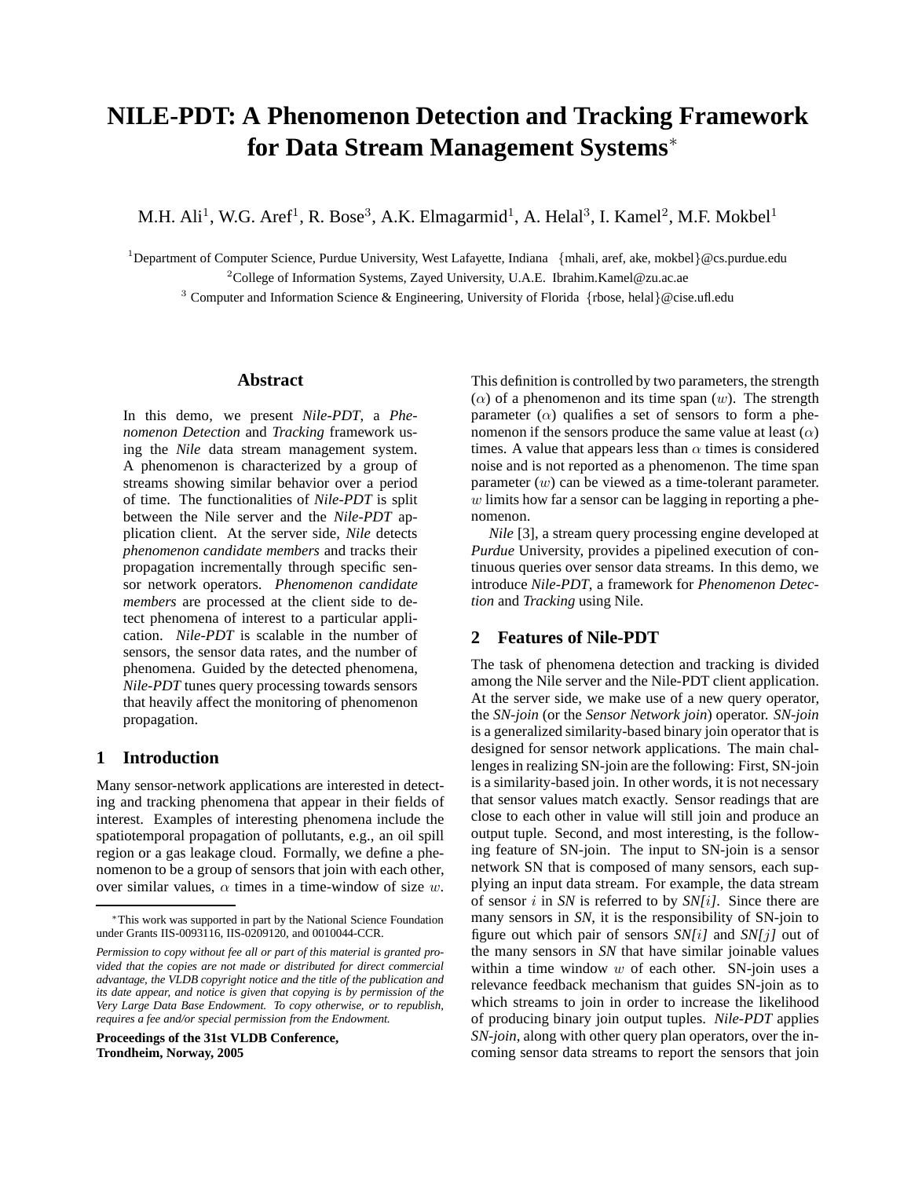# NILE-PDT: A Phenomenon Detection and Tracking Framework for Data Stream Management Systems*

M.H. Ali[1], W.G. Aref[1], R. Bose[3], A.K. Elmagarmid[1], A. Helal[3], I. Kamel[2], M.F. Mokbel[1]

[1]Department of Computer Science, Purdue University, West Lafayette, Indiana {mhali, aref, ake, mokbel}@cs.purdue.edu

[2]College of Information Systems, Zayed University, U.A.E. Ibrahim.Kamel@zu.ac.ae

[3] Computer and Information Science & Engineering, University of Florida {rbose, helal}@cise.ufl.edu

## Abstract

In this demo, we present *Nile-PDT*, a *Phenomenon Detection* and *Tracking* framework using the *Nile* data stream management system. A phenomenon is characterized by a group of streams showing similar behavior over a period of time. The functionalities of *Nile-PDT* is split between the Nile server and the *Nile-PDT* application client. At the server side, *Nile* detects *phenomenon candidate members* and tracks their propagation incrementally through specific sensor network operators. *Phenomenon candidate members* are processed at the client side to detect phenomena of interest to a particular application. *Nile-PDT* is scalable in the number of sensors, the sensor data rates, and the number of phenomena. Guided by the detected phenomena, *Nile-PDT* tunes query processing towards sensors that heavily affect the monitoring of phenomenon propagation.

## 1 Introduction

Many sensor-network applications are interested in detecting and tracking phenomena that appear in their fields of interest. Examples of interesting phenomena include the spatiotemporal propagation of pollutants, e.g., an oil spill region or a gas leakage cloud. Formally, we define a phenomenon to be a group of sensors that join with each other, over similar values, $\alpha$ times in a time-window of size $w$. This definition is controlled by two parameters, the strength ($\alpha$) of a phenomenon and its time span ($w$). The strength parameter ($\alpha$) qualifies a set of sensors to form a phenomenon if the sensors produce the same value at least ($\alpha$) times. A value that appears less than $\alpha$ times is considered noise and is not reported as a phenomenon. The time span parameter ($w$) can be viewed as a time-tolerant parameter. $w$ limits how far a sensor can be lagging in reporting a phenomenon.

*Nile* [3], a stream query processing engine developed at *Purdue* University, provides a pipelined execution of continuous queries over sensor data streams. In this demo, we introduce *Nile-PDT*, a framework for *Phenomenon Detection* and *Tracking* using Nile.

## 2 Features of Nile-PDT

The task of phenomena detection and tracking is divided among the Nile server and the Nile-PDT client application. At the server side, we make use of a new query operator, the *SN-join* (or the *Sensor Network join*) operator. *SN-join* is a generalized similarity-based binary join operator that is designed for sensor network applications. The main challenges in realizing SN-join are the following: First, SN-join is a similarity-based join. In other words, it is not necessary that sensor values match exactly. Sensor readings that are close to each other in value will still join and produce an output tuple. Second, and most interesting, is the following feature of SN-join. The input to SN-join is a sensor network SN that is composed of many sensors, each supplying an input data stream. For example, the data stream of sensor $i$ in *SN* is referred to by *SN[i]*. Since there are many sensors in *SN*, it is the responsibility of SN-join to figure out which pair of sensors *SN[i]* and *SN[j]* out of the many sensors in *SN* that have similar joinable values within a time window $w$ of each other. SN-join uses a relevance feedback mechanism that guides SN-join as to which streams to join in order to increase the likelihood of producing binary join output tuples. *Nile-PDT* applies *SN-join*, along with other query plan operators, over the incoming sensor data streams to report the sensors that join

*This work was supported in part by the National Science Foundation under Grants IIS-0093116, IIS-0209120, and 0010044-CCR.

*Permission to copy without fee all or part of this material is granted provided that the copies are not made or distributed for direct commercial advantage, the VLDB copyright notice and the title of the publication and its date appear, and notice is given that copying is by permission of the Very Large Data Base Endowment. To copy otherwise, or to republish, requires a fee and/or special permission from the Endowment.*

**Proceedings of the 31st VLDB Conference, Trondheim, Norway, 2005**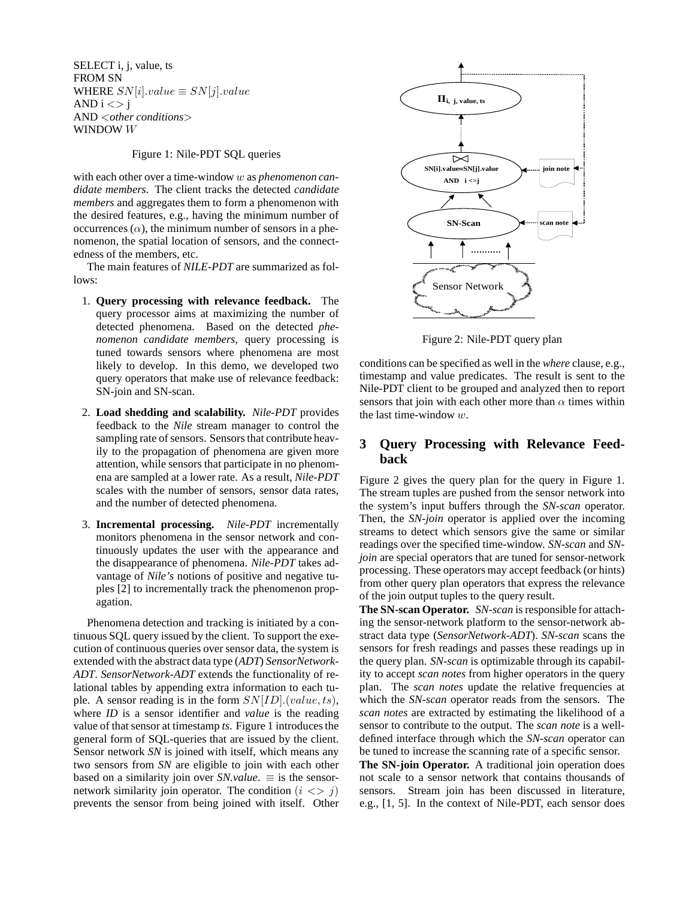SELECT i, j, value, ts
FROM SN
WHERE $SN[i].value \equiv SN[j].value$
AND i <> j
AND <*other conditions*>
WINDOW $W$

Figure 1: Nile-PDT SQL queries

with each other over a time-window $w$ as *phenomenon candidate members*. The client tracks the detected *candidate members* and aggregates them to form a phenomenon with the desired features, e.g., having the minimum number of occurrences ($\alpha$), the minimum number of sensors in a phenomenon, the spatial location of sensors, and the connectedness of the members, etc.

The main features of *NILE-PDT* are summarized as follows:

1. **Query processing with relevance feedback.** The query processor aims at maximizing the number of detected phenomena. Based on the detected *phenomenon candidate members*, query processing is tuned towards sensors where phenomena are most likely to develop. In this demo, we developed two query operators that make use of relevance feedback: SN-join and SN-scan.

2. **Load shedding and scalability.** *Nile-PDT* provides feedback to the *Nile* stream manager to control the sampling rate of sensors. Sensors that contribute heavily to the propagation of phenomena are given more attention, while sensors that participate in no phenomena are sampled at a lower rate. As a result, *Nile-PDT* scales with the number of sensors, sensor data rates, and the number of detected phenomena.

3. **Incremental processing.** *Nile-PDT* incrementally monitors phenomena in the sensor network and continuously updates the user with the appearance and the disappearance of phenomena. *Nile-PDT* takes advantage of *Nile's* notions of positive and negative tuples [2] to incrementally track the phenomenon propagation.

Phenomena detection and tracking is initiated by a continuous SQL query issued by the client. To support the execution of continuous queries over sensor data, the system is extended with the abstract data type (*ADT*) *SensorNetwork-ADT*. *SensorNetwork-ADT* extends the functionality of relational tables by appending extra information to each tuple. A sensor reading is in the form $SN[ID].(value, ts)$, where *ID* is a sensor identifier and *value* is the reading value of that sensor at timestamp *ts*. Figure 1 introduces the general form of SQL-queries that are issued by the client. Sensor network *SN* is joined with itself, which means any two sensors from *SN* are eligible to join with each other based on a similarity join over *SN.value*. $\equiv$ is the sensor-network similarity join operator. The condition $(i <> j)$ prevents the sensor from being joined with itself. Other conditions can be specified as well in the *where* clause, e.g., timestamp and value predicates. The result is sent to the Nile-PDT client to be grouped and analyzed then to report sensors that join with each other more than $\alpha$ times within the last time-window $w$.

Figure 2: Nile-PDT query plan

## 3 Query Processing with Relevance Feedback

Figure 2 gives the query plan for the query in Figure 1. The stream tuples are pushed from the sensor network into the system's input buffers through the *SN-scan* operator. Then, the *SN-join* operator is applied over the incoming streams to detect which sensors give the same or similar readings over the specified time-window. *SN-scan* and *SN-join* are special operators that are tuned for sensor-network processing. These operators may accept feedback (or hints) from other query plan operators that express the relevance of the join output tuples to the query result.

**The SN-scan Operator.** *SN-scan* is responsible for attaching the sensor-network platform to the sensor-network abstract data type (*SensorNetwork-ADT*). *SN-scan* scans the sensors for fresh readings and passes these readings up in the query plan. *SN-scan* is optimizable through its capability to accept *scan notes* from higher operators in the query plan. The *scan notes* update the relative frequencies at which the *SN-scan* operator reads from the sensors. The *scan notes* are extracted by estimating the likelihood of a sensor to contribute to the output. The *scan note* is a well-defined interface through which the *SN-scan* operator can be tuned to increase the scanning rate of a specific sensor.

**The SN-join Operator.** A traditional join operation does not scale to a sensor network that contains thousands of sensors. Stream join has been discussed in literature, e.g., [1, 5]. In the context of Nile-PDT, each sensor does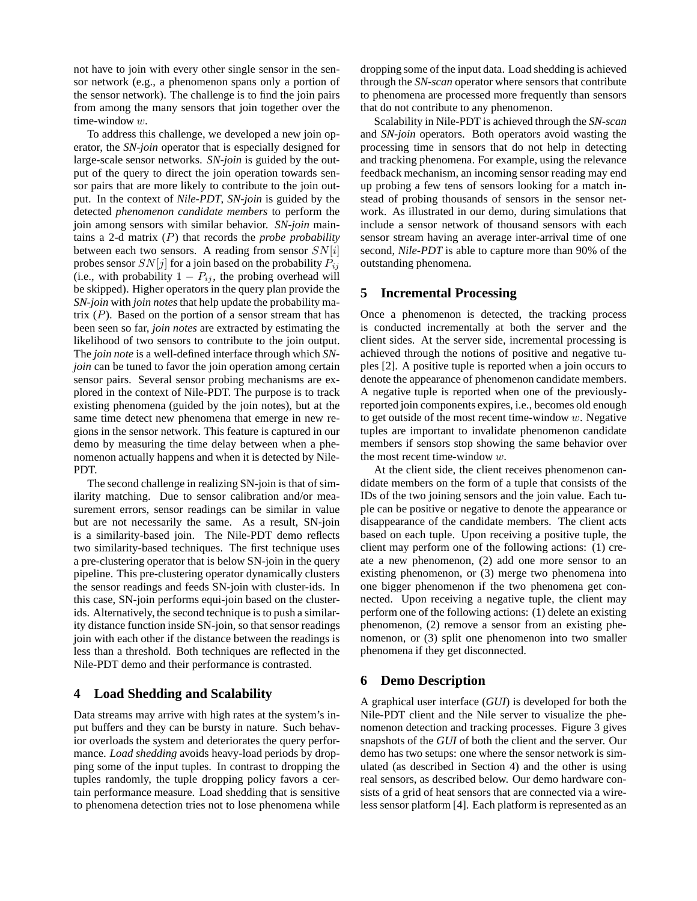not have to join with every other single sensor in the sensor network (e.g., a phenomenon spans only a portion of the sensor network). The challenge is to find the join pairs from among the many sensors that join together over the time-window $w$.

To address this challenge, we developed a new join operator, the *SN-join* operator that is especially designed for large-scale sensor networks. *SN-join* is guided by the output of the query to direct the join operation towards sensor pairs that are more likely to contribute to the join output. In the context of *Nile-PDT*, *SN-join* is guided by the detected *phenomenon candidate members* to perform the join among sensors with similar behavior. *SN-join* maintains a 2-d matrix ($P$) that records the *probe probability* between each two sensors. A reading from sensor $SN[i]$ probes sensor $SN[j]$ for a join based on the probability $P_{ij}$ (i.e., with probability $1 - P_{ij}$, the probing overhead will be skipped). Higher operators in the query plan provide the *SN-join* with *join notes* that help update the probability matrix ($P$). Based on the portion of a sensor stream that has been seen so far, *join notes* are extracted by estimating the likelihood of two sensors to contribute to the join output. The *join note* is a well-defined interface through which *SN-join* can be tuned to favor the join operation among certain sensor pairs. Several sensor probing mechanisms are explored in the context of Nile-PDT. The purpose is to track existing phenomena (guided by the join notes), but at the same time detect new phenomena that emerge in new regions in the sensor network. This feature is captured in our demo by measuring the time delay between when a phenomenon actually happens and when it is detected by Nile-PDT.

The second challenge in realizing SN-join is that of similarity matching. Due to sensor calibration and/or measurement errors, sensor readings can be similar in value but are not necessarily the same. As a result, SN-join is a similarity-based join. The Nile-PDT demo reflects two similarity-based techniques. The first technique uses a pre-clustering operator that is below SN-join in the query pipeline. This pre-clustering operator dynamically clusters the sensor readings and feeds SN-join with cluster-ids. In this case, SN-join performs equi-join based on the cluster-ids. Alternatively, the second technique is to push a similarity distance function inside SN-join, so that sensor readings join with each other if the distance between the readings is less than a threshold. Both techniques are reflected in the Nile-PDT demo and their performance is contrasted.

## 4 Load Shedding and Scalability

Data streams may arrive with high rates at the system's input buffers and they can be bursty in nature. Such behavior overloads the system and deteriorates the query performance. *Load shedding* avoids heavy-load periods by dropping some of the input tuples. In contrast to dropping the tuples randomly, the tuple dropping policy favors a certain performance measure. Load shedding that is sensitive to phenomena detection tries not to lose phenomena while dropping some of the input data. Load shedding is achieved through the *SN-scan* operator where sensors that contribute to phenomena are processed more frequently than sensors that do not contribute to any phenomenon.

Scalability in Nile-PDT is achieved through the *SN-scan* and *SN-join* operators. Both operators avoid wasting the processing time in sensors that do not help in detecting and tracking phenomena. For example, using the relevance feedback mechanism, an incoming sensor reading may end up probing a few tens of sensors looking for a match instead of probing thousands of sensors in the sensor network. As illustrated in our demo, during simulations that include a sensor network of thousand sensors with each sensor stream having an average inter-arrival time of one second, *Nile-PDT* is able to capture more than 90% of the outstanding phenomena.

## 5 Incremental Processing

Once a phenomenon is detected, the tracking process is conducted incrementally at both the server and the client sides. At the server side, incremental processing is achieved through the notions of positive and negative tuples [2]. A positive tuple is reported when a join occurs to denote the appearance of phenomenon candidate members. A negative tuple is reported when one of the previously-reported join components expires, i.e., becomes old enough to get outside of the most recent time-window $w$. Negative tuples are important to invalidate phenomenon candidate members if sensors stop showing the same behavior over the most recent time-window $w$.

At the client side, the client receives phenomenon candidate members on the form of a tuple that consists of the IDs of the two joining sensors and the join value. Each tuple can be positive or negative to denote the appearance or disappearance of the candidate members. The client acts based on each tuple. Upon receiving a positive tuple, the client may perform one of the following actions: (1) create a new phenomenon, (2) add one more sensor to an existing phenomenon, or (3) merge two phenomena into one bigger phenomenon if the two phenomena get connected. Upon receiving a negative tuple, the client may perform one of the following actions: (1) delete an existing phenomenon, (2) remove a sensor from an existing phenomenon, or (3) split one phenomenon into two smaller phenomena if they get disconnected.

## 6 Demo Description

A graphical user interface (*GUI*) is developed for both the Nile-PDT client and the Nile server to visualize the phenomenon detection and tracking processes. Figure 3 gives snapshots of the *GUI* of both the client and the server. Our demo has two setups: one where the sensor network is simulated (as described in Section 4) and the other is using real sensors, as described below. Our demo hardware consists of a grid of heat sensors that are connected via a wireless sensor platform [4]. Each platform is represented as an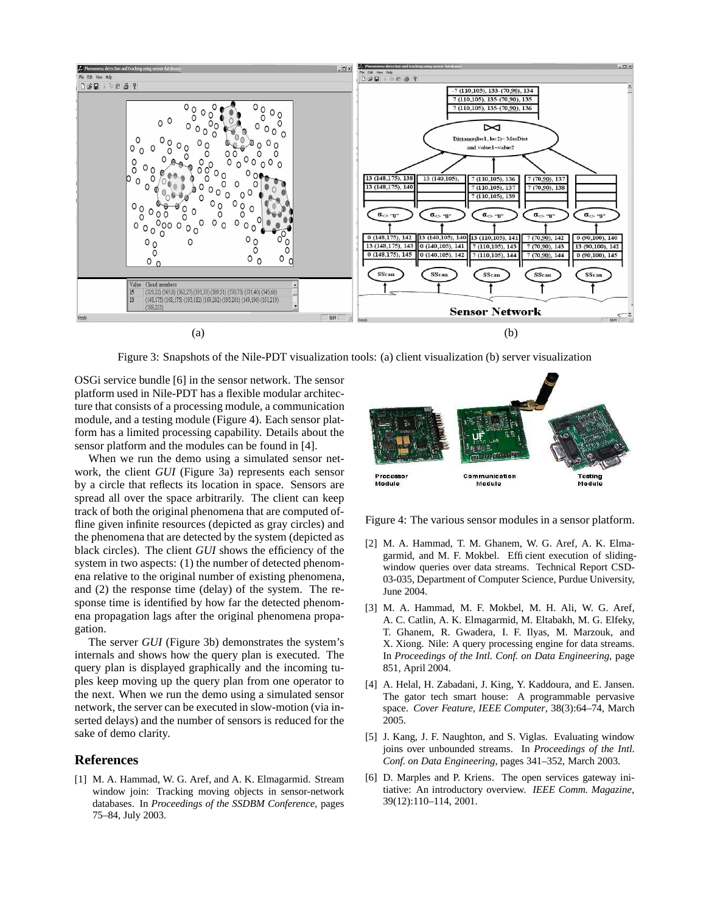(a)

(b)

Figure 3: Snapshots of the Nile-PDT visualization tools: (a) client visualization (b) server visualization

OSGi service bundle [6] in the sensor network. The sensor platform used in Nile-PDT has a flexible modular architecture that consists of a processing module, a communication module, and a testing module (Figure 4). Each sensor platform has a limited processing capability. Details about the sensor platform and the modules can be found in [4].

When we run the demo using a simulated sensor network, the client *GUI* (Figure 3a) represents each sensor by a circle that reflects its location in space. Sensors are spread all over the space arbitrarily. The client can keep track of both the original phenomena that are computed offline given infinite resources (depicted as gray circles) and the phenomena that are detected by the system (depicted as black circles). The client *GUI* shows the efficiency of the system in two aspects: (1) the number of detected phenomena relative to the original number of existing phenomena, and (2) the response time (delay) of the system. The response time is identified by how far the detected phenomena propagation lags after the original phenomena propagation.

The server *GUI* (Figure 3b) demonstrates the system's internals and shows how the query plan is executed. The query plan is displayed graphically and the incoming tuples keep moving up the query plan from one operator to the next. When we run the demo using a simulated sensor network, the server can be executed in slow-motion (via inserted delays) and the number of sensors is reduced for the sake of demo clarity.

Figure 4: The various sensor modules in a sensor platform.

## References

[1] M. A. Hammad, W. G. Aref, and A. K. Elmagarmid. Stream window join: Tracking moving objects in sensor-network databases. In *Proceedings of the SSDBM Conference*, pages 75–84, July 2003.

[2] M. A. Hammad, T. M. Ghanem, W. G. Aref, A. K. Elmagarmid, and M. F. Mokbel. Efficient execution of sliding-window queries over data streams. Technical Report CSD-03-035, Department of Computer Science, Purdue University, June 2004.

[3] M. A. Hammad, M. F. Mokbel, M. H. Ali, W. G. Aref, A. C. Catlin, A. K. Elmagarmid, M. Eltabakh, M. G. Elfeky, T. Ghanem, R. Gwadera, I. F. Ilyas, M. Marzouk, and X. Xiong. Nile: A query processing engine for data streams. In *Proceedings of the Intl. Conf. on Data Engineering*, page 851, April 2004.

[4] A. Helal, H. Zabadani, J. King, Y. Kaddoura, and E. Jansen. The gator tech smart house: A programmable pervasive space. *Cover Feature, IEEE Computer*, 38(3):64–74, March 2005.

[5] J. Kang, J. F. Naughton, and S. Viglas. Evaluating window joins over unbounded streams. In *Proceedings of the Intl. Conf. on Data Engineering*, pages 341–352, March 2003.

[6] D. Marples and P. Kriens. The open services gateway initiative: An introductory overview. *IEEE Comm. Magazine*, 39(12):110–114, 2001.